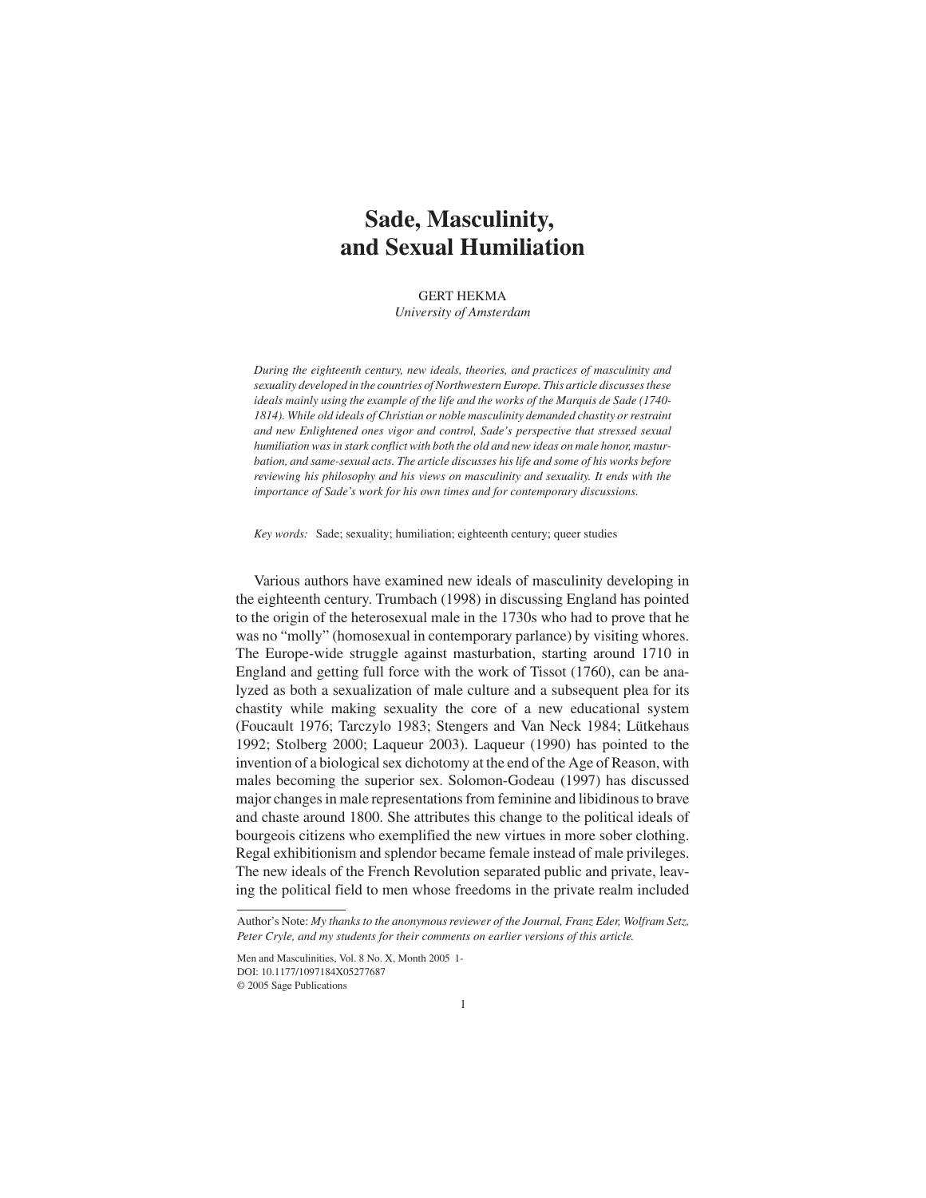# Sade, Masculinity, and Sexual Humiliation

GERT HEKMA
*University of Amsterdam*

*During the eighteenth century, new ideals, theories, and practices of masculinity and sexuality developed in the countries of Northwestern Europe. This article discusses these ideals mainly using the example of the life and the works of the Marquis de Sade (1740-1814). While old ideals of Christian or noble masculinity demanded chastity or restraint and new Enlightened ones vigor and control, Sade's perspective that stressed sexual humiliation was in stark conflict with both the old and new ideas on male honor, masturbation, and same-sexual acts. The article discusses his life and some of his works before reviewing his philosophy and his views on masculinity and sexuality. It ends with the importance of Sade's work for his own times and for contemporary discussions.*

*Key words:* Sade; sexuality; humiliation; eighteenth century; queer studies

Various authors have examined new ideals of masculinity developing in the eighteenth century. Trumbach (1998) in discussing England has pointed to the origin of the heterosexual male in the 1730s who had to prove that he was no "molly" (homosexual in contemporary parlance) by visiting whores. The Europe-wide struggle against masturbation, starting around 1710 in England and getting full force with the work of Tissot (1760), can be analyzed as both a sexualization of male culture and a subsequent plea for its chastity while making sexuality the core of a new educational system (Foucault 1976; Tarczylo 1983; Stengers and Van Neck 1984; Lütkehaus 1992; Stolberg 2000; Laqueur 2003). Laqueur (1990) has pointed to the invention of a biological sex dichotomy at the end of the Age of Reason, with males becoming the superior sex. Solomon-Godeau (1997) has discussed major changes in male representations from feminine and libidinous to brave and chaste around 1800. She attributes this change to the political ideals of bourgeois citizens who exemplified the new virtues in more sober clothing. Regal exhibitionism and splendor became female instead of male privileges. The new ideals of the French Revolution separated public and private, leaving the political field to men whose freedoms in the private realm included

Author's Note: *My thanks to the anonymous reviewer of the Journal, Franz Eder, Wolfram Setz, Peter Cryle, and my students for their comments on earlier versions of this article.*

Men and Masculinities, Vol. 8 No. X, Month 2005 1-
DOI: 10.1177/1097184X05277687
© 2005 Sage Publications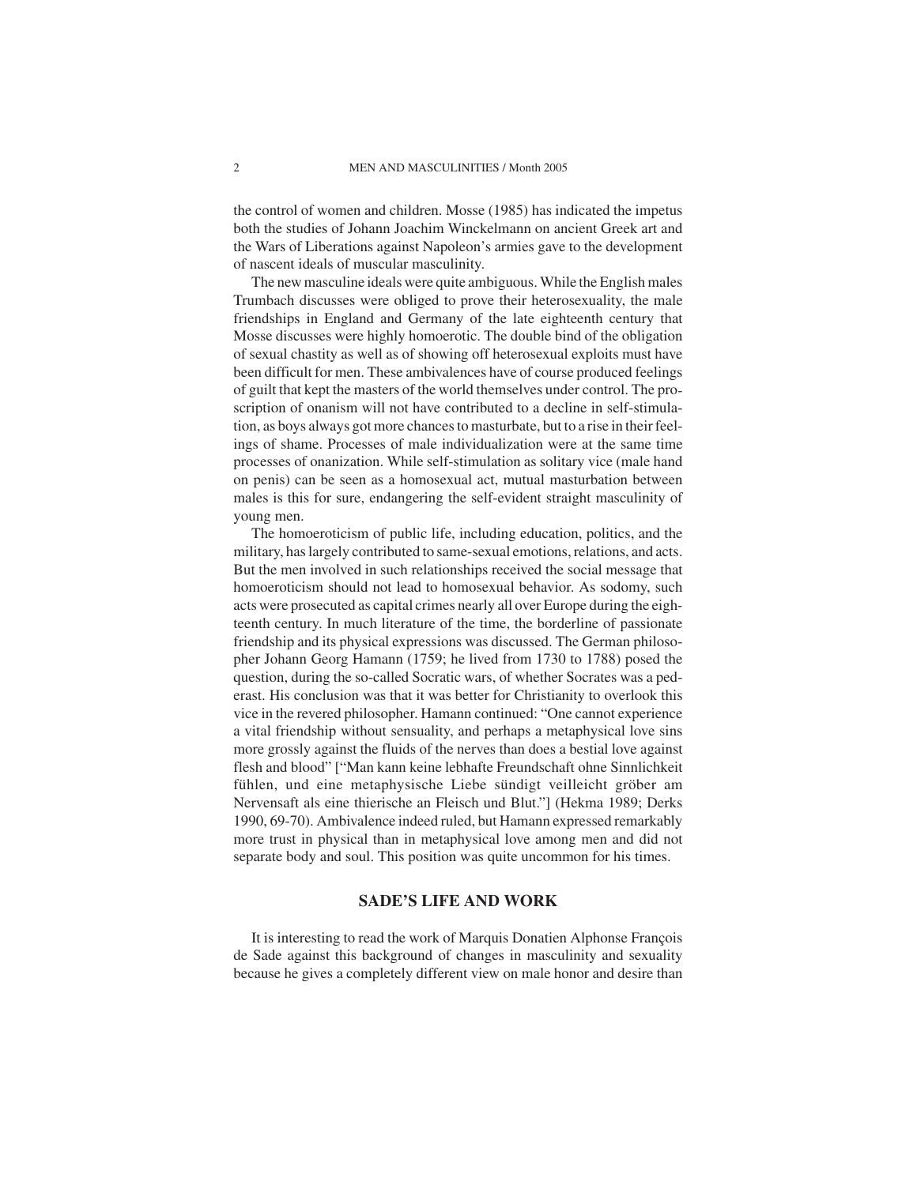the control of women and children. Mosse (1985) has indicated the impetus both the studies of Johann Joachim Winckelmann on ancient Greek art and the Wars of Liberations against Napoleon's armies gave to the development of nascent ideals of muscular masculinity.

The new masculine ideals were quite ambiguous. While the English males Trumbach discusses were obliged to prove their heterosexuality, the male friendships in England and Germany of the late eighteenth century that Mosse discusses were highly homoerotic. The double bind of the obligation of sexual chastity as well as of showing off heterosexual exploits must have been difficult for men. These ambivalences have of course produced feelings of guilt that kept the masters of the world themselves under control. The proscription of onanism will not have contributed to a decline in self-stimulation, as boys always got more chances to masturbate, but to a rise in their feelings of shame. Processes of male individualization were at the same time processes of onanization. While self-stimulation as solitary vice (male hand on penis) can be seen as a homosexual act, mutual masturbation between males is this for sure, endangering the self-evident straight masculinity of young men.

The homoeroticism of public life, including education, politics, and the military, has largely contributed to same-sexual emotions, relations, and acts. But the men involved in such relationships received the social message that homoeroticism should not lead to homosexual behavior. As sodomy, such acts were prosecuted as capital crimes nearly all over Europe during the eighteenth century. In much literature of the time, the borderline of passionate friendship and its physical expressions was discussed. The German philosopher Johann Georg Hamann (1759; he lived from 1730 to 1788) posed the question, during the so-called Socratic wars, of whether Socrates was a pederast. His conclusion was that it was better for Christianity to overlook this vice in the revered philosopher. Hamann continued: "One cannot experience a vital friendship without sensuality, and perhaps a metaphysical love sins more grossly against the fluids of the nerves than does a bestial love against flesh and blood" ["Man kann keine lebhafte Freundschaft ohne Sinnlichkeit fühlen, und eine metaphysische Liebe sündigt veilleicht gröber am Nervensaft als eine thierische an Fleisch und Blut."] (Hekma 1989; Derks 1990, 69-70). Ambivalence indeed ruled, but Hamann expressed remarkably more trust in physical than in metaphysical love among men and did not separate body and soul. This position was quite uncommon for his times.

## SADE'S LIFE AND WORK

It is interesting to read the work of Marquis Donatien Alphonse François de Sade against this background of changes in masculinity and sexuality because he gives a completely different view on male honor and desire than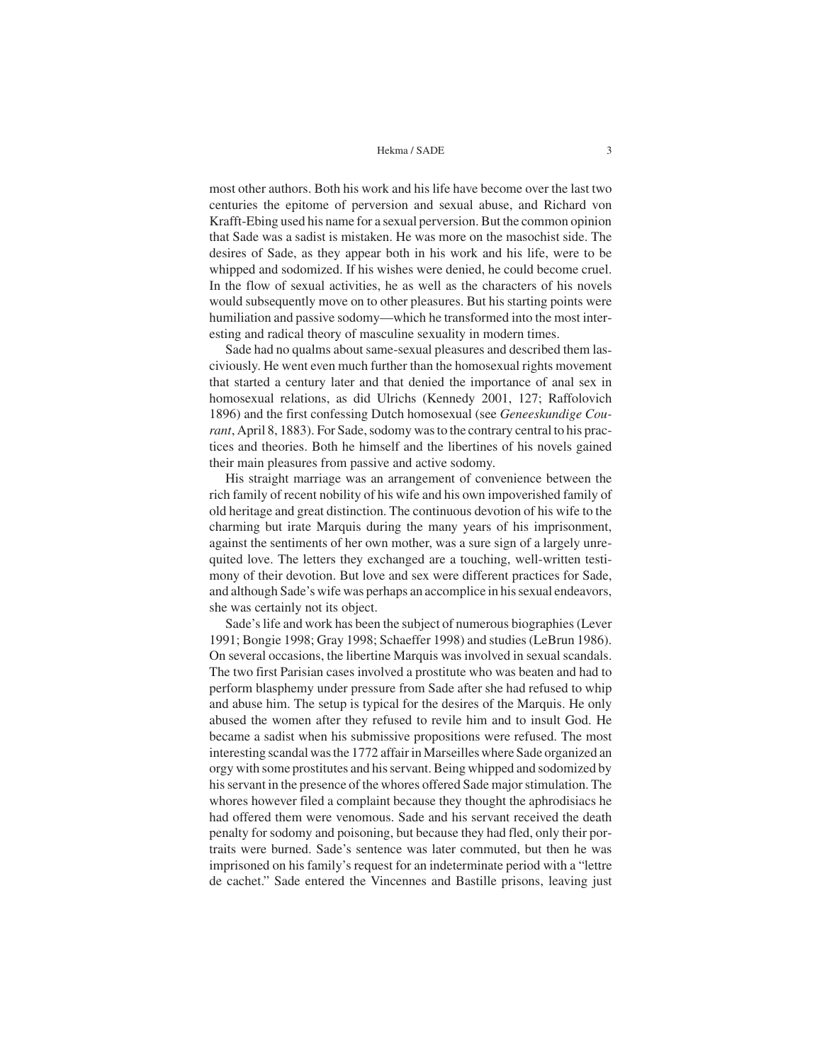most other authors. Both his work and his life have become over the last two centuries the epitome of perversion and sexual abuse, and Richard von Krafft-Ebing used his name for a sexual perversion. But the common opinion that Sade was a sadist is mistaken. He was more on the masochist side. The desires of Sade, as they appear both in his work and his life, were to be whipped and sodomized. If his wishes were denied, he could become cruel. In the flow of sexual activities, he as well as the characters of his novels would subsequently move on to other pleasures. But his starting points were humiliation and passive sodomy—which he transformed into the most interesting and radical theory of masculine sexuality in modern times.

Sade had no qualms about same-sexual pleasures and described them lasciviously. He went even much further than the homosexual rights movement that started a century later and that denied the importance of anal sex in homosexual relations, as did Ulrichs (Kennedy 2001, 127; Raffolovich 1896) and the first confessing Dutch homosexual (see *Geneeskundige Courant*, April 8, 1883). For Sade, sodomy was to the contrary central to his practices and theories. Both he himself and the libertines of his novels gained their main pleasures from passive and active sodomy.

His straight marriage was an arrangement of convenience between the rich family of recent nobility of his wife and his own impoverished family of old heritage and great distinction. The continuous devotion of his wife to the charming but irate Marquis during the many years of his imprisonment, against the sentiments of her own mother, was a sure sign of a largely unrequited love. The letters they exchanged are a touching, well-written testimony of their devotion. But love and sex were different practices for Sade, and although Sade's wife was perhaps an accomplice in his sexual endeavors, she was certainly not its object.

Sade's life and work has been the subject of numerous biographies (Lever 1991; Bongie 1998; Gray 1998; Schaeffer 1998) and studies (LeBrun 1986). On several occasions, the libertine Marquis was involved in sexual scandals. The two first Parisian cases involved a prostitute who was beaten and had to perform blasphemy under pressure from Sade after she had refused to whip and abuse him. The setup is typical for the desires of the Marquis. He only abused the women after they refused to revile him and to insult God. He became a sadist when his submissive propositions were refused. The most interesting scandal was the 1772 affair in Marseilles where Sade organized an orgy with some prostitutes and his servant. Being whipped and sodomized by his servant in the presence of the whores offered Sade major stimulation. The whores however filed a complaint because they thought the aphrodisiacs he had offered them were venomous. Sade and his servant received the death penalty for sodomy and poisoning, but because they had fled, only their portraits were burned. Sade's sentence was later commuted, but then he was imprisoned on his family's request for an indeterminate period with a "lettre de cachet." Sade entered the Vincennes and Bastille prisons, leaving just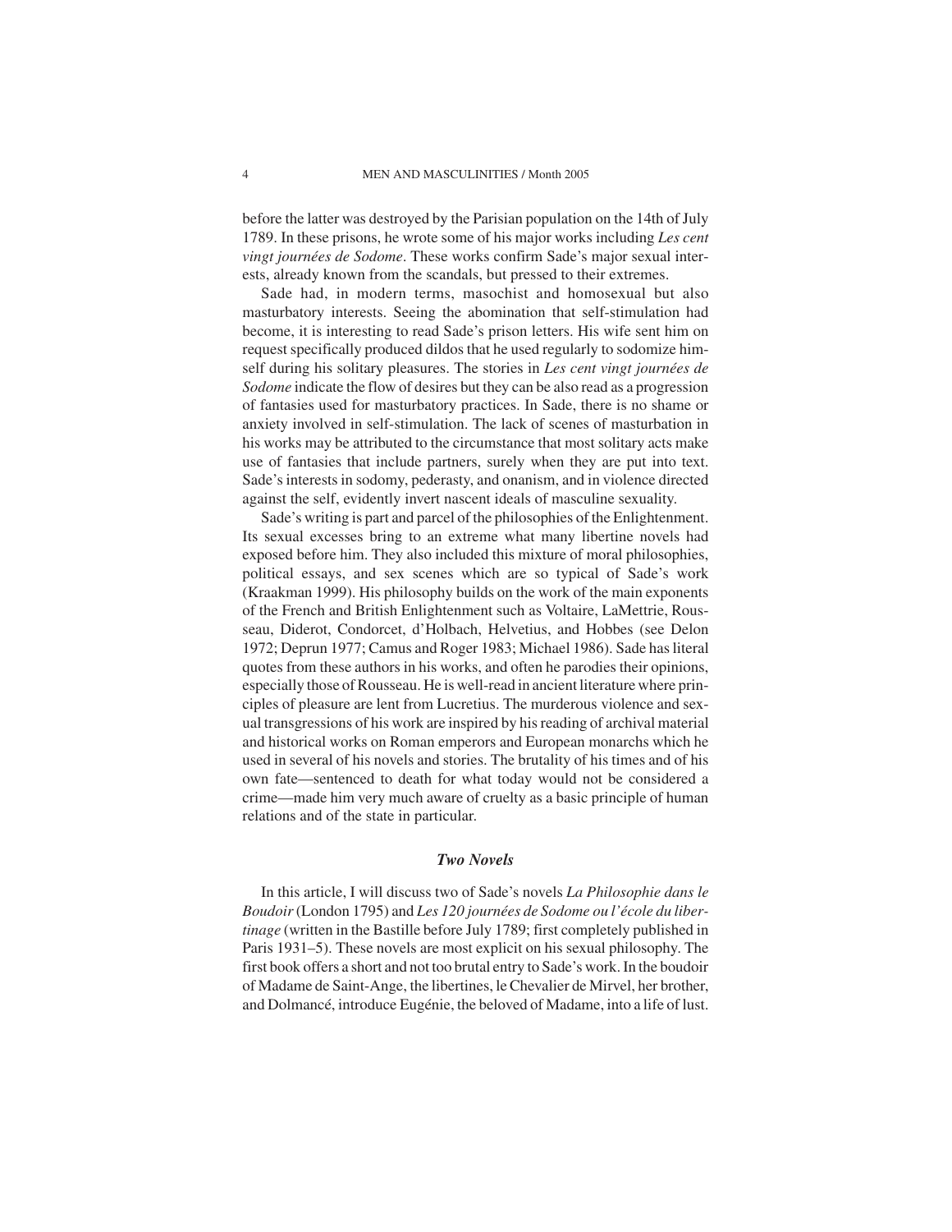before the latter was destroyed by the Parisian population on the 14th of July 1789. In these prisons, he wrote some of his major works including *Les cent vingt journées de Sodome*. These works confirm Sade's major sexual interests, already known from the scandals, but pressed to their extremes.

Sade had, in modern terms, masochist and homosexual but also masturbatory interests. Seeing the abomination that self-stimulation had become, it is interesting to read Sade's prison letters. His wife sent him on request specifically produced dildos that he used regularly to sodomize himself during his solitary pleasures. The stories in *Les cent vingt journées de Sodome* indicate the flow of desires but they can be also read as a progression of fantasies used for masturbatory practices. In Sade, there is no shame or anxiety involved in self-stimulation. The lack of scenes of masturbation in his works may be attributed to the circumstance that most solitary acts make use of fantasies that include partners, surely when they are put into text. Sade's interests in sodomy, pederasty, and onanism, and in violence directed against the self, evidently invert nascent ideals of masculine sexuality.

Sade's writing is part and parcel of the philosophies of the Enlightenment. Its sexual excesses bring to an extreme what many libertine novels had exposed before him. They also included this mixture of moral philosophies, political essays, and sex scenes which are so typical of Sade's work (Kraakman 1999). His philosophy builds on the work of the main exponents of the French and British Enlightenment such as Voltaire, LaMettrie, Rousseau, Diderot, Condorcet, d'Holbach, Helvetius, and Hobbes (see Delon 1972; Deprun 1977; Camus and Roger 1983; Michael 1986). Sade has literal quotes from these authors in his works, and often he parodies their opinions, especially those of Rousseau. He is well-read in ancient literature where principles of pleasure are lent from Lucretius. The murderous violence and sexual transgressions of his work are inspired by his reading of archival material and historical works on Roman emperors and European monarchs which he used in several of his novels and stories. The brutality of his times and of his own fate—sentenced to death for what today would not be considered a crime—made him very much aware of cruelty as a basic principle of human relations and of the state in particular.

### *Two Novels*

In this article, I will discuss two of Sade's novels *La Philosophie dans le Boudoir* (London 1795) and *Les 120 journées de Sodome ou l'école du libertinage* (written in the Bastille before July 1789; first completely published in Paris 1931–5). These novels are most explicit on his sexual philosophy. The first book offers a short and not too brutal entry to Sade's work. In the boudoir of Madame de Saint-Ange, the libertines, le Chevalier de Mirvel, her brother, and Dolmancé, introduce Eugénie, the beloved of Madame, into a life of lust.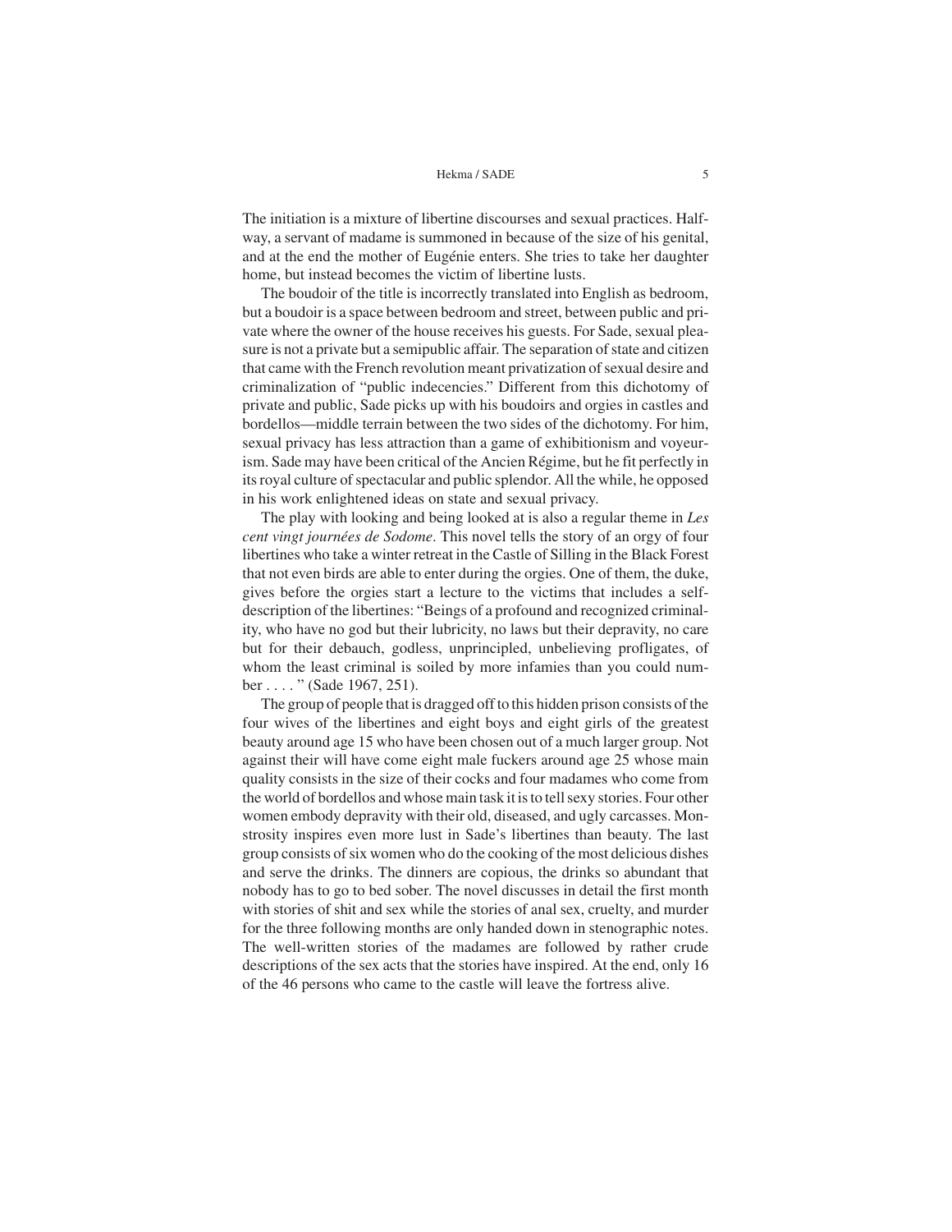The initiation is a mixture of libertine discourses and sexual practices. Halfway, a servant of madame is summoned in because of the size of his genital, and at the end the mother of Eugénie enters. She tries to take her daughter home, but instead becomes the victim of libertine lusts.

The boudoir of the title is incorrectly translated into English as bedroom, but a boudoir is a space between bedroom and street, between public and private where the owner of the house receives his guests. For Sade, sexual pleasure is not a private but a semipublic affair. The separation of state and citizen that came with the French revolution meant privatization of sexual desire and criminalization of "public indecencies." Different from this dichotomy of private and public, Sade picks up with his boudoirs and orgies in castles and bordellos—middle terrain between the two sides of the dichotomy. For him, sexual privacy has less attraction than a game of exhibitionism and voyeurism. Sade may have been critical of the Ancien Régime, but he fit perfectly in its royal culture of spectacular and public splendor. All the while, he opposed in his work enlightened ideas on state and sexual privacy.

The play with looking and being looked at is also a regular theme in *Les cent vingt journées de Sodome*. This novel tells the story of an orgy of four libertines who take a winter retreat in the Castle of Silling in the Black Forest that not even birds are able to enter during the orgies. One of them, the duke, gives before the orgies start a lecture to the victims that includes a self-description of the libertines: "Beings of a profound and recognized criminality, who have no god but their lubricity, no laws but their depravity, no care but for their debauch, godless, unprincipled, unbelieving profligates, of whom the least criminal is soiled by more infamies than you could number . . . . " (Sade 1967, 251).

The group of people that is dragged off to this hidden prison consists of the four wives of the libertines and eight boys and eight girls of the greatest beauty around age 15 who have been chosen out of a much larger group. Not against their will have come eight male fuckers around age 25 whose main quality consists in the size of their cocks and four madames who come from the world of bordellos and whose main task it is to tell sexy stories. Four other women embody depravity with their old, diseased, and ugly carcasses. Monstrosity inspires even more lust in Sade's libertines than beauty. The last group consists of six women who do the cooking of the most delicious dishes and serve the drinks. The dinners are copious, the drinks so abundant that nobody has to go to bed sober. The novel discusses in detail the first month with stories of shit and sex while the stories of anal sex, cruelty, and murder for the three following months are only handed down in stenographic notes. The well-written stories of the madames are followed by rather crude descriptions of the sex acts that the stories have inspired. At the end, only 16 of the 46 persons who came to the castle will leave the fortress alive.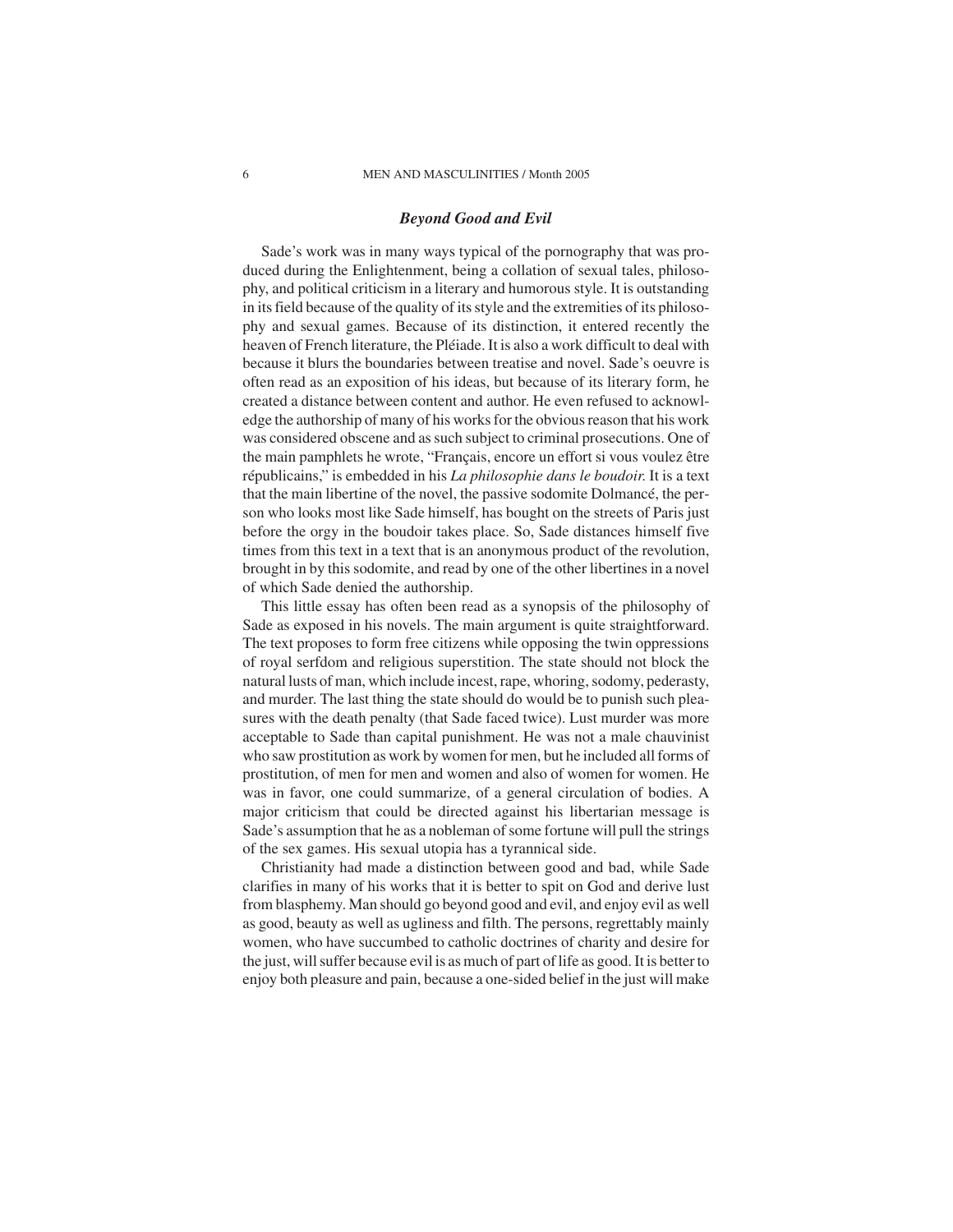### *Beyond Good and Evil*

Sade's work was in many ways typical of the pornography that was produced during the Enlightenment, being a collation of sexual tales, philosophy, and political criticism in a literary and humorous style. It is outstanding in its field because of the quality of its style and the extremities of its philosophy and sexual games. Because of its distinction, it entered recently the heaven of French literature, the Pléiade. It is also a work difficult to deal with because it blurs the boundaries between treatise and novel. Sade's oeuvre is often read as an exposition of his ideas, but because of its literary form, he created a distance between content and author. He even refused to acknowledge the authorship of many of his works for the obvious reason that his work was considered obscene and as such subject to criminal prosecutions. One of the main pamphlets he wrote, "Français, encore un effort si vous voulez être républicains," is embedded in his *La philosophie dans le boudoir.* It is a text that the main libertine of the novel, the passive sodomite Dolmancé, the person who looks most like Sade himself, has bought on the streets of Paris just before the orgy in the boudoir takes place. So, Sade distances himself five times from this text in a text that is an anonymous product of the revolution, brought in by this sodomite, and read by one of the other libertines in a novel of which Sade denied the authorship.

This little essay has often been read as a synopsis of the philosophy of Sade as exposed in his novels. The main argument is quite straightforward. The text proposes to form free citizens while opposing the twin oppressions of royal serfdom and religious superstition. The state should not block the natural lusts of man, which include incest, rape, whoring, sodomy, pederasty, and murder. The last thing the state should do would be to punish such pleasures with the death penalty (that Sade faced twice). Lust murder was more acceptable to Sade than capital punishment. He was not a male chauvinist who saw prostitution as work by women for men, but he included all forms of prostitution, of men for men and women and also of women for women. He was in favor, one could summarize, of a general circulation of bodies. A major criticism that could be directed against his libertarian message is Sade's assumption that he as a nobleman of some fortune will pull the strings of the sex games. His sexual utopia has a tyrannical side.

Christianity had made a distinction between good and bad, while Sade clarifies in many of his works that it is better to spit on God and derive lust from blasphemy. Man should go beyond good and evil, and enjoy evil as well as good, beauty as well as ugliness and filth. The persons, regrettably mainly women, who have succumbed to catholic doctrines of charity and desire for the just, will suffer because evil is as much of part of life as good. It is better to enjoy both pleasure and pain, because a one-sided belief in the just will make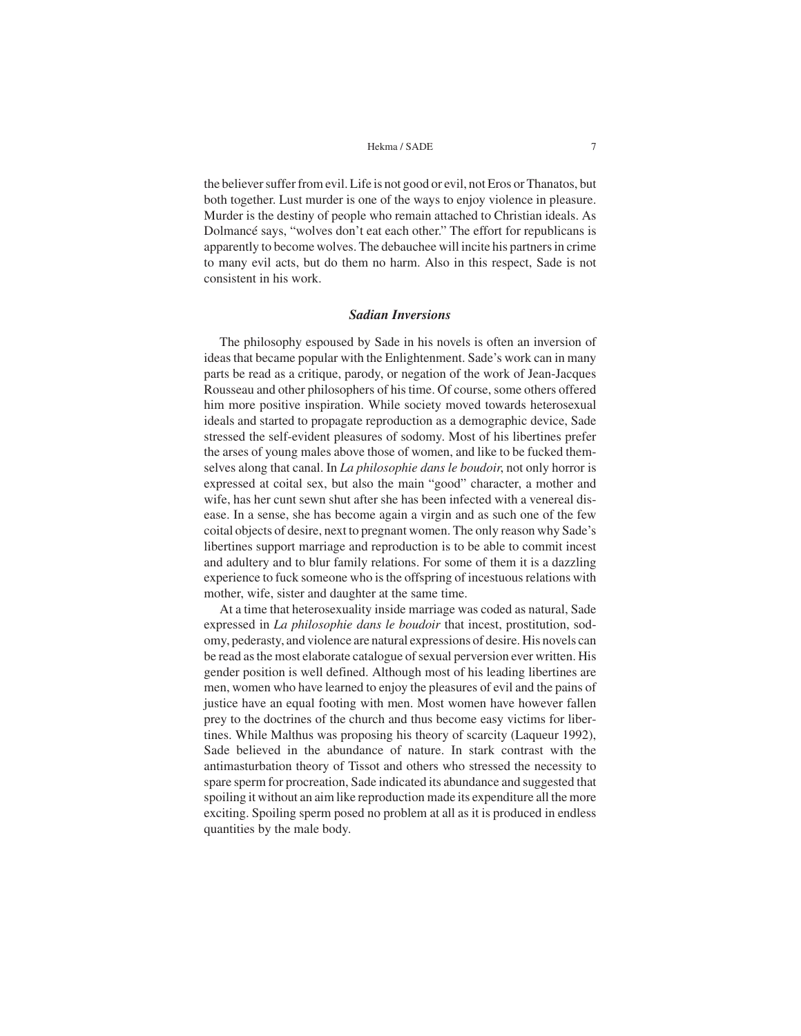the believer suffer from evil. Life is not good or evil, not Eros or Thanatos, but both together. Lust murder is one of the ways to enjoy violence in pleasure. Murder is the destiny of people who remain attached to Christian ideals. As Dolmancé says, "wolves don't eat each other." The effort for republicans is apparently to become wolves. The debauchee will incite his partners in crime to many evil acts, but do them no harm. Also in this respect, Sade is not consistent in his work.

### *Sadian Inversions*

The philosophy espoused by Sade in his novels is often an inversion of ideas that became popular with the Enlightenment. Sade's work can in many parts be read as a critique, parody, or negation of the work of Jean-Jacques Rousseau and other philosophers of his time. Of course, some others offered him more positive inspiration. While society moved towards heterosexual ideals and started to propagate reproduction as a demographic device, Sade stressed the self-evident pleasures of sodomy. Most of his libertines prefer the arses of young males above those of women, and like to be fucked themselves along that canal. In *La philosophie dans le boudoir*, not only horror is expressed at coital sex, but also the main "good" character, a mother and wife, has her cunt sewn shut after she has been infected with a venereal disease. In a sense, she has become again a virgin and as such one of the few coital objects of desire, next to pregnant women. The only reason why Sade's libertines support marriage and reproduction is to be able to commit incest and adultery and to blur family relations. For some of them it is a dazzling experience to fuck someone who is the offspring of incestuous relations with mother, wife, sister and daughter at the same time.

At a time that heterosexuality inside marriage was coded as natural, Sade expressed in *La philosophie dans le boudoir* that incest, prostitution, sodomy, pederasty, and violence are natural expressions of desire. His novels can be read as the most elaborate catalogue of sexual perversion ever written. His gender position is well defined. Although most of his leading libertines are men, women who have learned to enjoy the pleasures of evil and the pains of justice have an equal footing with men. Most women have however fallen prey to the doctrines of the church and thus become easy victims for libertines. While Malthus was proposing his theory of scarcity (Laqueur 1992), Sade believed in the abundance of nature. In stark contrast with the antimasturbation theory of Tissot and others who stressed the necessity to spare sperm for procreation, Sade indicated its abundance and suggested that spoiling it without an aim like reproduction made its expenditure all the more exciting. Spoiling sperm posed no problem at all as it is produced in endless quantities by the male body.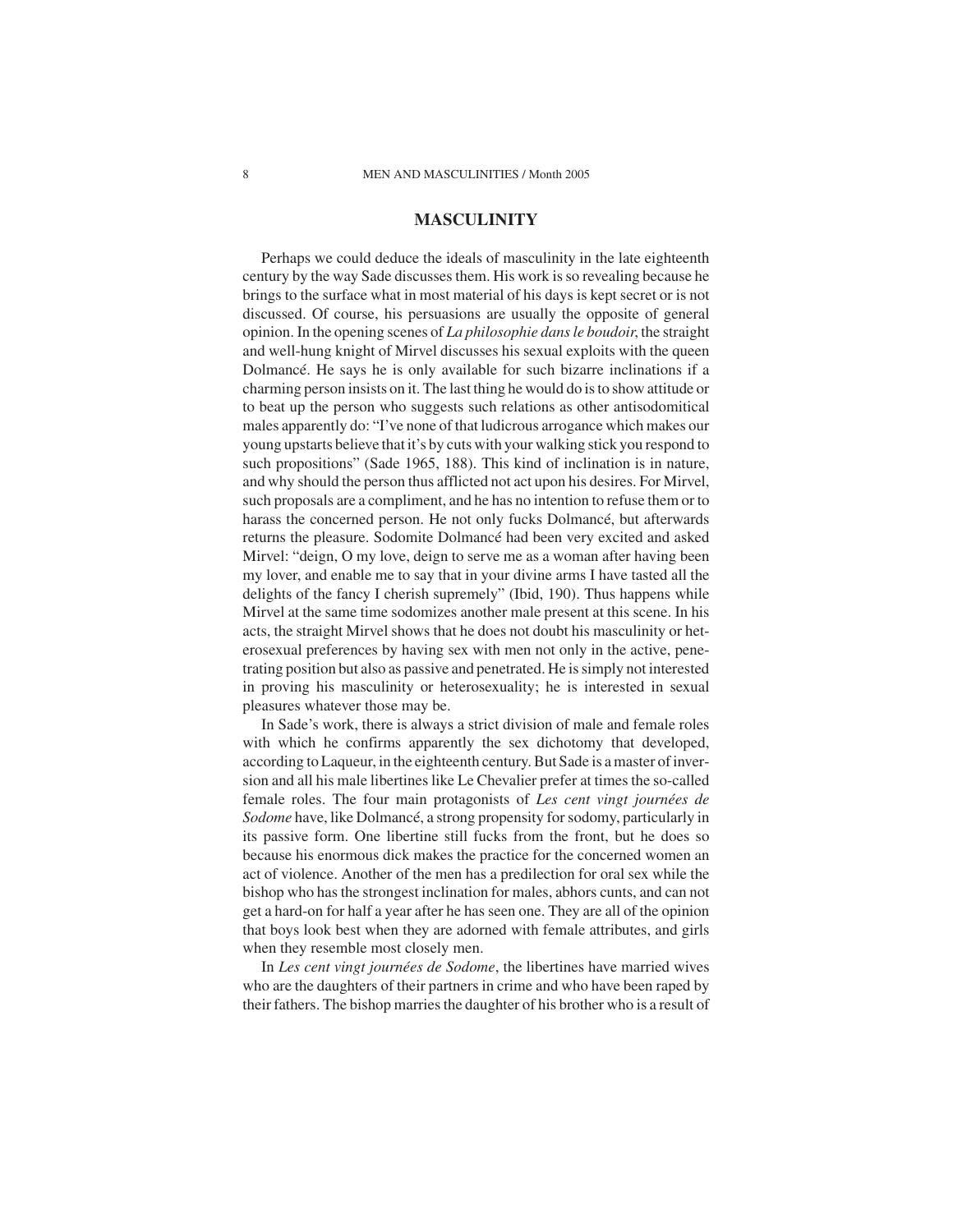## MASCULINITY

Perhaps we could deduce the ideals of masculinity in the late eighteenth century by the way Sade discusses them. His work is so revealing because he brings to the surface what in most material of his days is kept secret or is not discussed. Of course, his persuasions are usually the opposite of general opinion. In the opening scenes of *La philosophie dans le boudoir*, the straight and well-hung knight of Mirvel discusses his sexual exploits with the queen Dolmancé. He says he is only available for such bizarre inclinations if a charming person insists on it. The last thing he would do is to show attitude or to beat up the person who suggests such relations as other antisodomitical males apparently do: "I've none of that ludicrous arrogance which makes our young upstarts believe that it's by cuts with your walking stick you respond to such propositions" (Sade 1965, 188). This kind of inclination is in nature, and why should the person thus afflicted not act upon his desires. For Mirvel, such proposals are a compliment, and he has no intention to refuse them or to harass the concerned person. He not only fucks Dolmancé, but afterwards returns the pleasure. Sodomite Dolmancé had been very excited and asked Mirvel: "deign, O my love, deign to serve me as a woman after having been my lover, and enable me to say that in your divine arms I have tasted all the delights of the fancy I cherish supremely" (Ibid, 190). Thus happens while Mirvel at the same time sodomizes another male present at this scene. In his acts, the straight Mirvel shows that he does not doubt his masculinity or heterosexual preferences by having sex with men not only in the active, penetrating position but also as passive and penetrated. He is simply not interested in proving his masculinity or heterosexuality; he is interested in sexual pleasures whatever those may be.

In Sade's work, there is always a strict division of male and female roles with which he confirms apparently the sex dichotomy that developed, according to Laqueur, in the eighteenth century. But Sade is a master of inversion and all his male libertines like Le Chevalier prefer at times the so-called female roles. The four main protagonists of *Les cent vingt journées de Sodome* have, like Dolmancé, a strong propensity for sodomy, particularly in its passive form. One libertine still fucks from the front, but he does so because his enormous dick makes the practice for the concerned women an act of violence. Another of the men has a predilection for oral sex while the bishop who has the strongest inclination for males, abhors cunts, and can not get a hard-on for half a year after he has seen one. They are all of the opinion that boys look best when they are adorned with female attributes, and girls when they resemble most closely men.

In *Les cent vingt journées de Sodome*, the libertines have married wives who are the daughters of their partners in crime and who have been raped by their fathers. The bishop marries the daughter of his brother who is a result of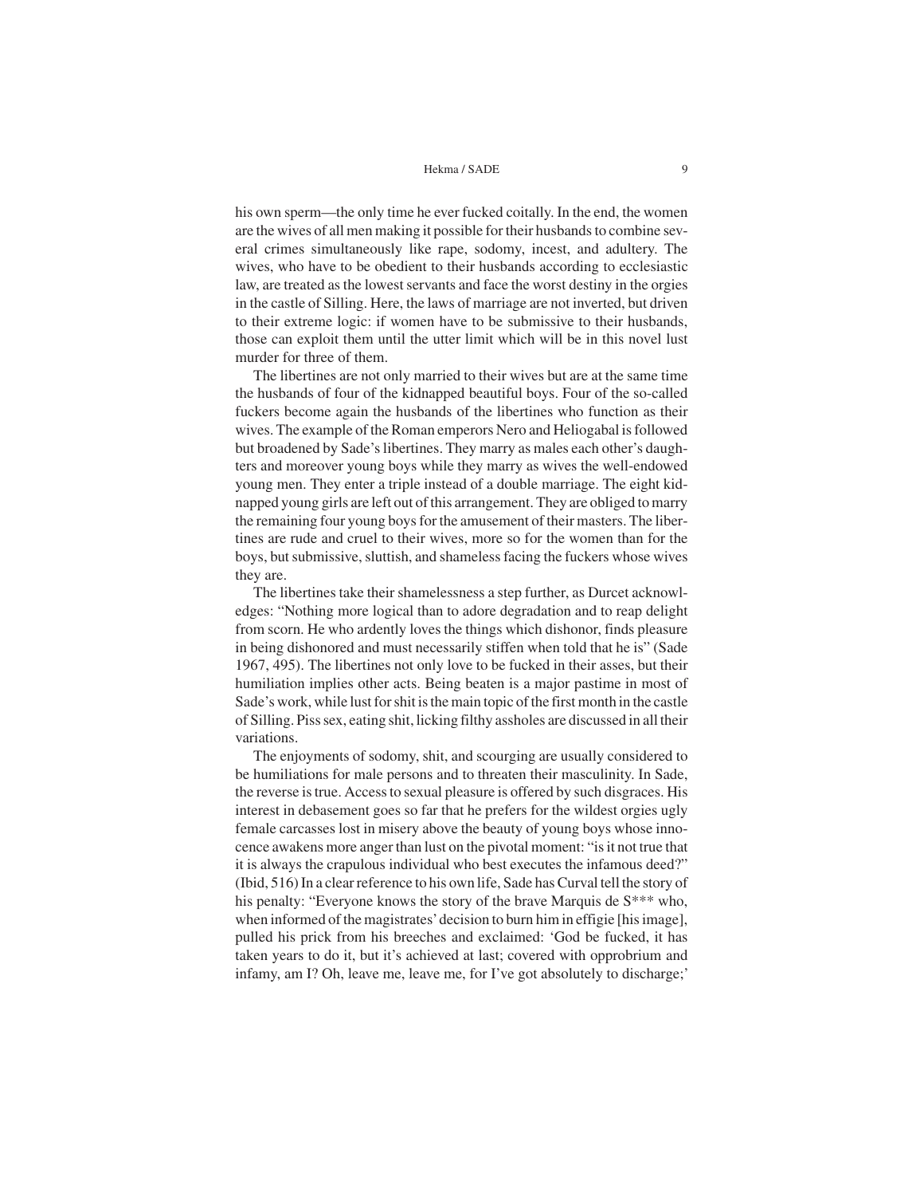his own sperm—the only time he ever fucked coitally. In the end, the women are the wives of all men making it possible for their husbands to combine several crimes simultaneously like rape, sodomy, incest, and adultery. The wives, who have to be obedient to their husbands according to ecclesiastic law, are treated as the lowest servants and face the worst destiny in the orgies in the castle of Silling. Here, the laws of marriage are not inverted, but driven to their extreme logic: if women have to be submissive to their husbands, those can exploit them until the utter limit which will be in this novel lust murder for three of them.

The libertines are not only married to their wives but are at the same time the husbands of four of the kidnapped beautiful boys. Four of the so-called fuckers become again the husbands of the libertines who function as their wives. The example of the Roman emperors Nero and Heliogabal is followed but broadened by Sade's libertines. They marry as males each other's daughters and moreover young boys while they marry as wives the well-endowed young men. They enter a triple instead of a double marriage. The eight kidnapped young girls are left out of this arrangement. They are obliged to marry the remaining four young boys for the amusement of their masters. The libertines are rude and cruel to their wives, more so for the women than for the boys, but submissive, sluttish, and shameless facing the fuckers whose wives they are.

The libertines take their shamelessness a step further, as Durcet acknowledges: "Nothing more logical than to adore degradation and to reap delight from scorn. He who ardently loves the things which dishonor, finds pleasure in being dishonored and must necessarily stiffen when told that he is" (Sade 1967, 495). The libertines not only love to be fucked in their asses, but their humiliation implies other acts. Being beaten is a major pastime in most of Sade's work, while lust for shit is the main topic of the first month in the castle of Silling. Piss sex, eating shit, licking filthy assholes are discussed in all their variations.

The enjoyments of sodomy, shit, and scourging are usually considered to be humiliations for male persons and to threaten their masculinity. In Sade, the reverse is true. Access to sexual pleasure is offered by such disgraces. His interest in debasement goes so far that he prefers for the wildest orgies ugly female carcasses lost in misery above the beauty of young boys whose innocence awakens more anger than lust on the pivotal moment: "is it not true that it is always the crapulous individual who best executes the infamous deed?" (Ibid, 516) In a clear reference to his own life, Sade has Curval tell the story of his penalty: "Everyone knows the story of the brave Marquis de S*** who, when informed of the magistrates' decision to burn him in effigie [his image], pulled his prick from his breeches and exclaimed: 'God be fucked, it has taken years to do it, but it's achieved at last; covered with opprobrium and infamy, am I? Oh, leave me, leave me, for I've got absolutely to discharge;'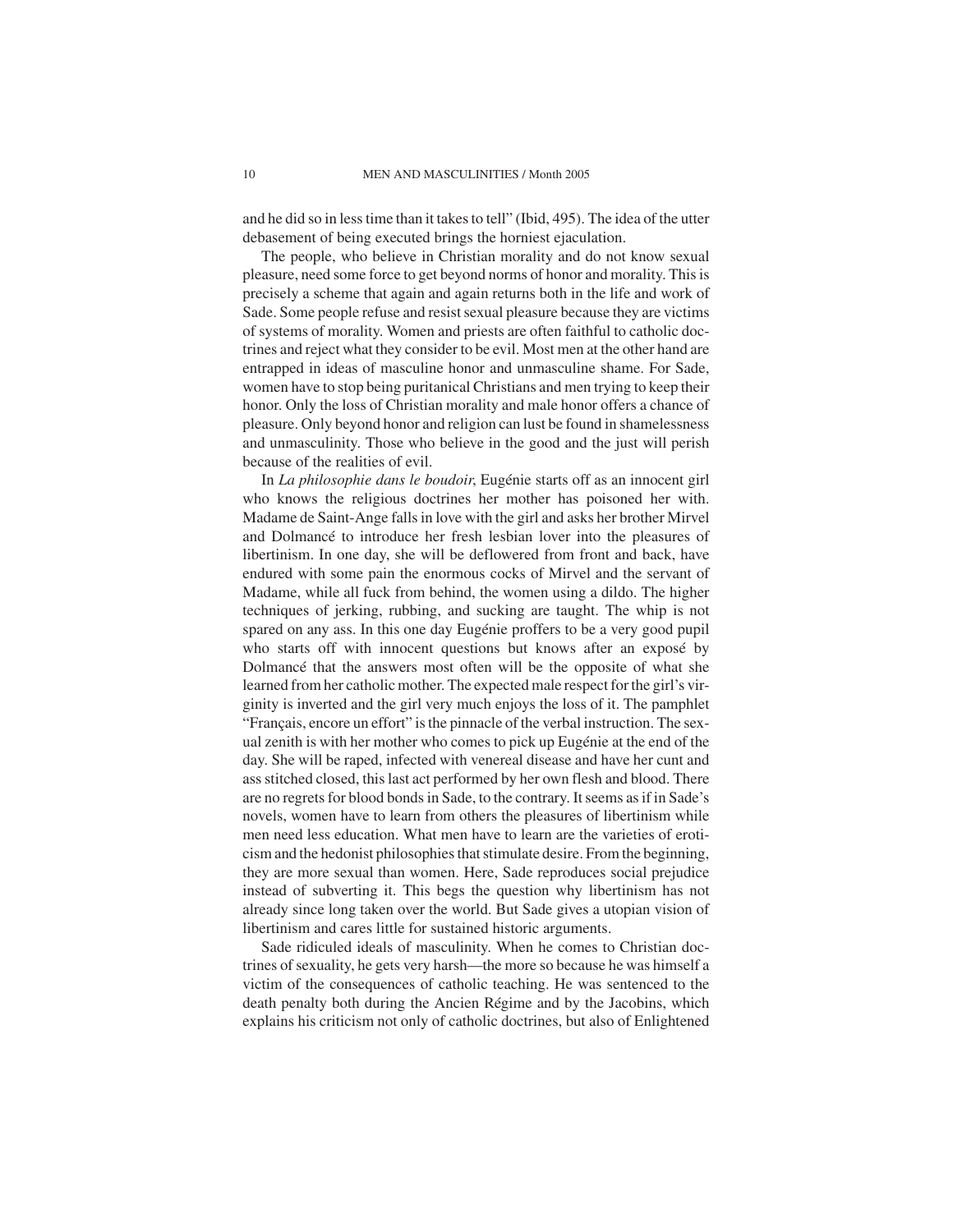and he did so in less time than it takes to tell" (Ibid, 495). The idea of the utter debasement of being executed brings the horniest ejaculation.

The people, who believe in Christian morality and do not know sexual pleasure, need some force to get beyond norms of honor and morality. This is precisely a scheme that again and again returns both in the life and work of Sade. Some people refuse and resist sexual pleasure because they are victims of systems of morality. Women and priests are often faithful to catholic doctrines and reject what they consider to be evil. Most men at the other hand are entrapped in ideas of masculine honor and unmasculine shame. For Sade, women have to stop being puritanical Christians and men trying to keep their honor. Only the loss of Christian morality and male honor offers a chance of pleasure. Only beyond honor and religion can lust be found in shamelessness and unmasculinity. Those who believe in the good and the just will perish because of the realities of evil.

In *La philosophie dans le boudoir*, Eugénie starts off as an innocent girl who knows the religious doctrines her mother has poisoned her with. Madame de Saint-Ange falls in love with the girl and asks her brother Mirvel and Dolmancé to introduce her fresh lesbian lover into the pleasures of libertinism. In one day, she will be deflowered from front and back, have endured with some pain the enormous cocks of Mirvel and the servant of Madame, while all fuck from behind, the women using a dildo. The higher techniques of jerking, rubbing, and sucking are taught. The whip is not spared on any ass. In this one day Eugénie proffers to be a very good pupil who starts off with innocent questions but knows after an exposé by Dolmancé that the answers most often will be the opposite of what she learned from her catholic mother. The expected male respect for the girl's virginity is inverted and the girl very much enjoys the loss of it. The pamphlet "Français, encore un effort" is the pinnacle of the verbal instruction. The sexual zenith is with her mother who comes to pick up Eugénie at the end of the day. She will be raped, infected with venereal disease and have her cunt and ass stitched closed, this last act performed by her own flesh and blood. There are no regrets for blood bonds in Sade, to the contrary. It seems as if in Sade's novels, women have to learn from others the pleasures of libertinism while men need less education. What men have to learn are the varieties of eroticism and the hedonist philosophies that stimulate desire. From the beginning, they are more sexual than women. Here, Sade reproduces social prejudice instead of subverting it. This begs the question why libertinism has not already since long taken over the world. But Sade gives a utopian vision of libertinism and cares little for sustained historic arguments.

Sade ridiculed ideals of masculinity. When he comes to Christian doctrines of sexuality, he gets very harsh—the more so because he was himself a victim of the consequences of catholic teaching. He was sentenced to the death penalty both during the Ancien Régime and by the Jacobins, which explains his criticism not only of catholic doctrines, but also of Enlightened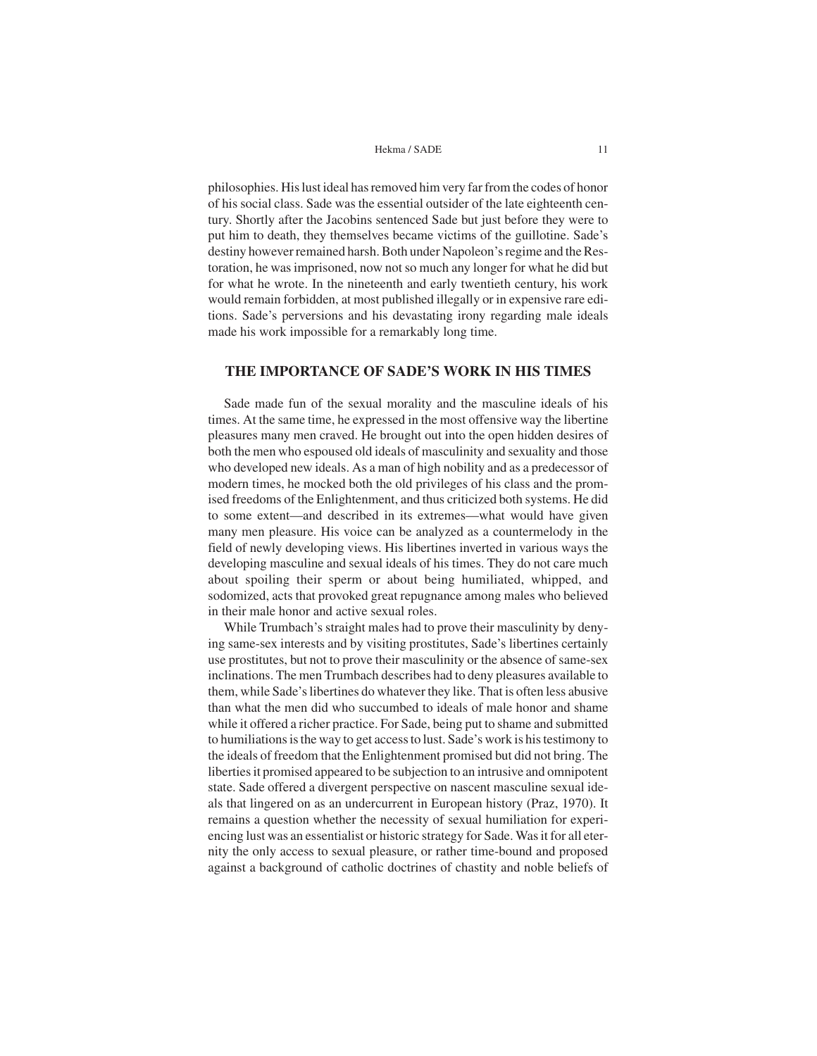philosophies. His lust ideal has removed him very far from the codes of honor of his social class. Sade was the essential outsider of the late eighteenth century. Shortly after the Jacobins sentenced Sade but just before they were to put him to death, they themselves became victims of the guillotine. Sade's destiny however remained harsh. Both under Napoleon's regime and the Restoration, he was imprisoned, now not so much any longer for what he did but for what he wrote. In the nineteenth and early twentieth century, his work would remain forbidden, at most published illegally or in expensive rare editions. Sade's perversions and his devastating irony regarding male ideals made his work impossible for a remarkably long time.

## THE IMPORTANCE OF SADE'S WORK IN HIS TIMES

Sade made fun of the sexual morality and the masculine ideals of his times. At the same time, he expressed in the most offensive way the libertine pleasures many men craved. He brought out into the open hidden desires of both the men who espoused old ideals of masculinity and sexuality and those who developed new ideals. As a man of high nobility and as a predecessor of modern times, he mocked both the old privileges of his class and the promised freedoms of the Enlightenment, and thus criticized both systems. He did to some extent—and described in its extremes—what would have given many men pleasure. His voice can be analyzed as a countermelody in the field of newly developing views. His libertines inverted in various ways the developing masculine and sexual ideals of his times. They do not care much about spoiling their sperm or about being humiliated, whipped, and sodomized, acts that provoked great repugnance among males who believed in their male honor and active sexual roles.

While Trumbach's straight males had to prove their masculinity by denying same-sex interests and by visiting prostitutes, Sade's libertines certainly use prostitutes, but not to prove their masculinity or the absence of same-sex inclinations. The men Trumbach describes had to deny pleasures available to them, while Sade's libertines do whatever they like. That is often less abusive than what the men did who succumbed to ideals of male honor and shame while it offered a richer practice. For Sade, being put to shame and submitted to humiliations is the way to get access to lust. Sade's work is his testimony to the ideals of freedom that the Enlightenment promised but did not bring. The liberties it promised appeared to be subjection to an intrusive and omnipotent state. Sade offered a divergent perspective on nascent masculine sexual ideals that lingered on as an undercurrent in European history (Praz, 1970). It remains a question whether the necessity of sexual humiliation for experiencing lust was an essentialist or historic strategy for Sade. Was it for all eternity the only access to sexual pleasure, or rather time-bound and proposed against a background of catholic doctrines of chastity and noble beliefs of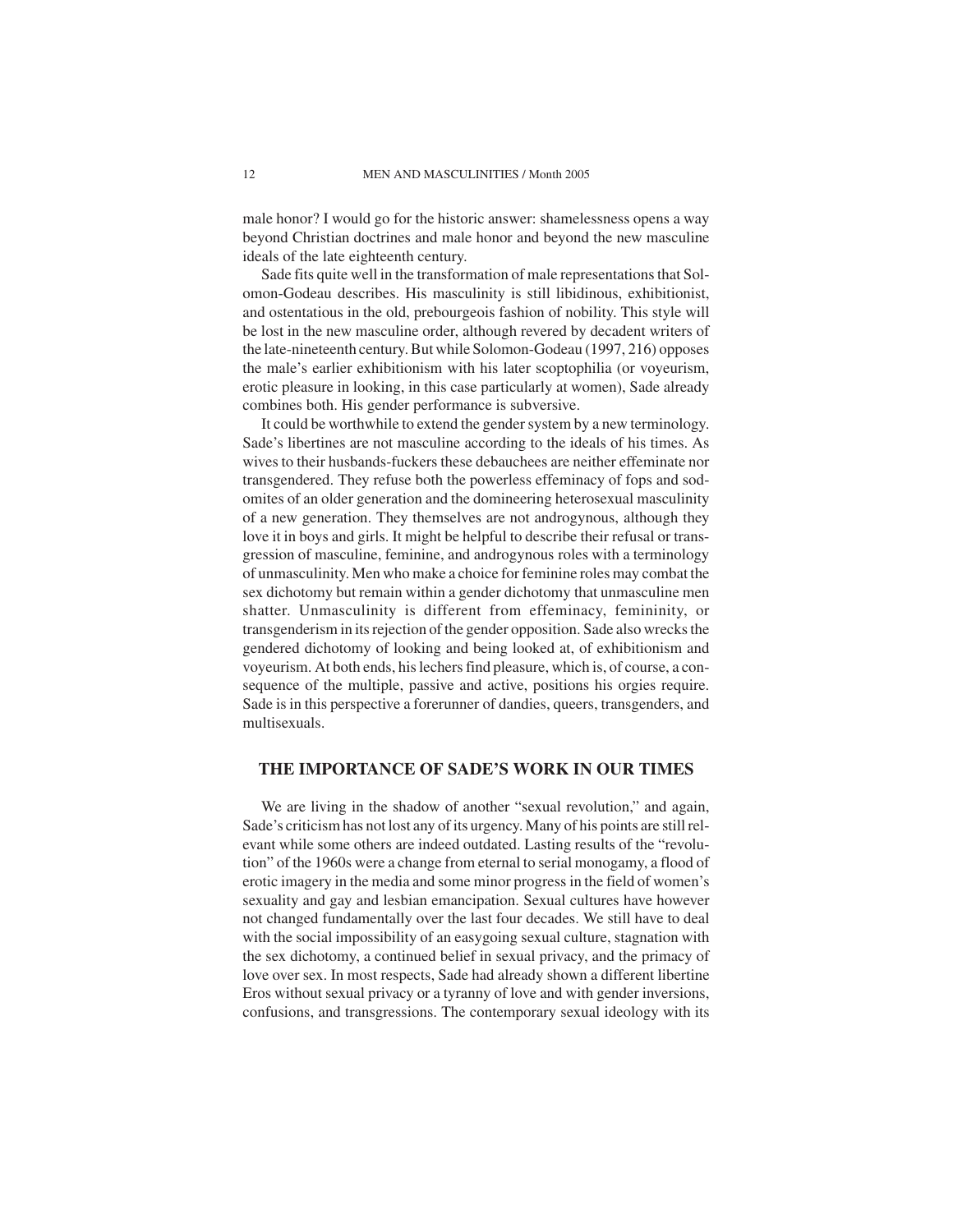male honor? I would go for the historic answer: shamelessness opens a way beyond Christian doctrines and male honor and beyond the new masculine ideals of the late eighteenth century.

Sade fits quite well in the transformation of male representations that Solomon-Godeau describes. His masculinity is still libidinous, exhibitionist, and ostentatious in the old, prebourgeois fashion of nobility. This style will be lost in the new masculine order, although revered by decadent writers of the late-nineteenth century. But while Solomon-Godeau (1997, 216) opposes the male's earlier exhibitionism with his later scoptophilia (or voyeurism, erotic pleasure in looking, in this case particularly at women), Sade already combines both. His gender performance is subversive.

It could be worthwhile to extend the gender system by a new terminology. Sade's libertines are not masculine according to the ideals of his times. As wives to their husbands-fuckers these debauchees are neither effeminate nor transgendered. They refuse both the powerless effeminacy of fops and sodomites of an older generation and the domineering heterosexual masculinity of a new generation. They themselves are not androgynous, although they love it in boys and girls. It might be helpful to describe their refusal or transgression of masculine, feminine, and androgynous roles with a terminology of unmasculinity. Men who make a choice for feminine roles may combat the sex dichotomy but remain within a gender dichotomy that unmasculine men shatter. Unmasculinity is different from effeminacy, femininity, or transgenderism in its rejection of the gender opposition. Sade also wrecks the gendered dichotomy of looking and being looked at, of exhibitionism and voyeurism. At both ends, his lechers find pleasure, which is, of course, a consequence of the multiple, passive and active, positions his orgies require. Sade is in this perspective a forerunner of dandies, queers, transgenders, and multisexuals.

## THE IMPORTANCE OF SADE'S WORK IN OUR TIMES

We are living in the shadow of another "sexual revolution," and again, Sade's criticism has not lost any of its urgency. Many of his points are still relevant while some others are indeed outdated. Lasting results of the "revolution" of the 1960s were a change from eternal to serial monogamy, a flood of erotic imagery in the media and some minor progress in the field of women's sexuality and gay and lesbian emancipation. Sexual cultures have however not changed fundamentally over the last four decades. We still have to deal with the social impossibility of an easygoing sexual culture, stagnation with the sex dichotomy, a continued belief in sexual privacy, and the primacy of love over sex. In most respects, Sade had already shown a different libertine Eros without sexual privacy or a tyranny of love and with gender inversions, confusions, and transgressions. The contemporary sexual ideology with its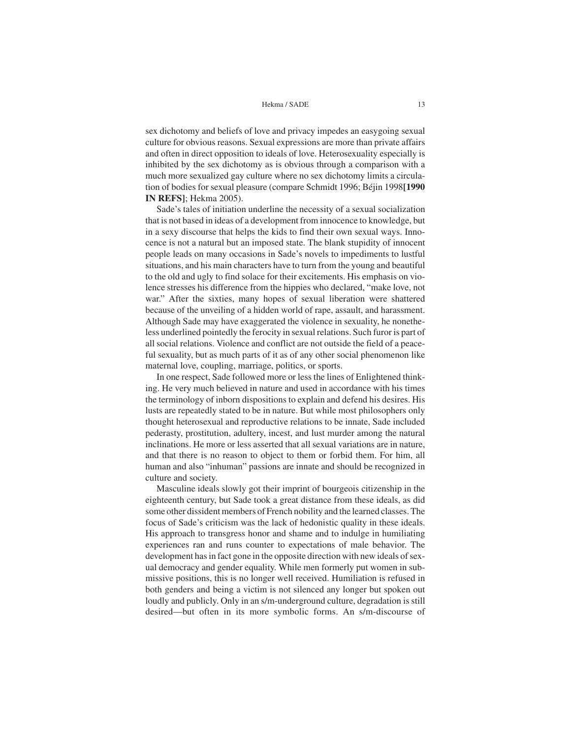sex dichotomy and beliefs of love and privacy impedes an easygoing sexual culture for obvious reasons. Sexual expressions are more than private affairs and often in direct opposition to ideals of love. Heterosexuality especially is inhibited by the sex dichotomy as is obvious through a comparison with a much more sexualized gay culture where no sex dichotomy limits a circulation of bodies for sexual pleasure (compare Schmidt 1996; Béjin 1998**[1990 IN REFS]**; Hekma 2005).

Sade's tales of initiation underline the necessity of a sexual socialization that is not based in ideas of a development from innocence to knowledge, but in a sexy discourse that helps the kids to find their own sexual ways. Innocence is not a natural but an imposed state. The blank stupidity of innocent people leads on many occasions in Sade's novels to impediments to lustful situations, and his main characters have to turn from the young and beautiful to the old and ugly to find solace for their excitements. His emphasis on violence stresses his difference from the hippies who declared, "make love, not war." After the sixties, many hopes of sexual liberation were shattered because of the unveiling of a hidden world of rape, assault, and harassment. Although Sade may have exaggerated the violence in sexuality, he nonetheless underlined pointedly the ferocity in sexual relations. Such furor is part of all social relations. Violence and conflict are not outside the field of a peaceful sexuality, but as much parts of it as of any other social phenomenon like maternal love, coupling, marriage, politics, or sports.

In one respect, Sade followed more or less the lines of Enlightened thinking. He very much believed in nature and used in accordance with his times the terminology of inborn dispositions to explain and defend his desires. His lusts are repeatedly stated to be in nature. But while most philosophers only thought heterosexual and reproductive relations to be innate, Sade included pederasty, prostitution, adultery, incest, and lust murder among the natural inclinations. He more or less asserted that all sexual variations are in nature, and that there is no reason to object to them or forbid them. For him, all human and also "inhuman" passions are innate and should be recognized in culture and society.

Masculine ideals slowly got their imprint of bourgeois citizenship in the eighteenth century, but Sade took a great distance from these ideals, as did some other dissident members of French nobility and the learned classes. The focus of Sade's criticism was the lack of hedonistic quality in these ideals. His approach to transgress honor and shame and to indulge in humiliating experiences ran and runs counter to expectations of male behavior. The development has in fact gone in the opposite direction with new ideals of sexual democracy and gender equality. While men formerly put women in submissive positions, this is no longer well received. Humiliation is refused in both genders and being a victim is not silenced any longer but spoken out loudly and publicly. Only in an s/m-underground culture, degradation is still desired—but often in its more symbolic forms. An s/m-discourse of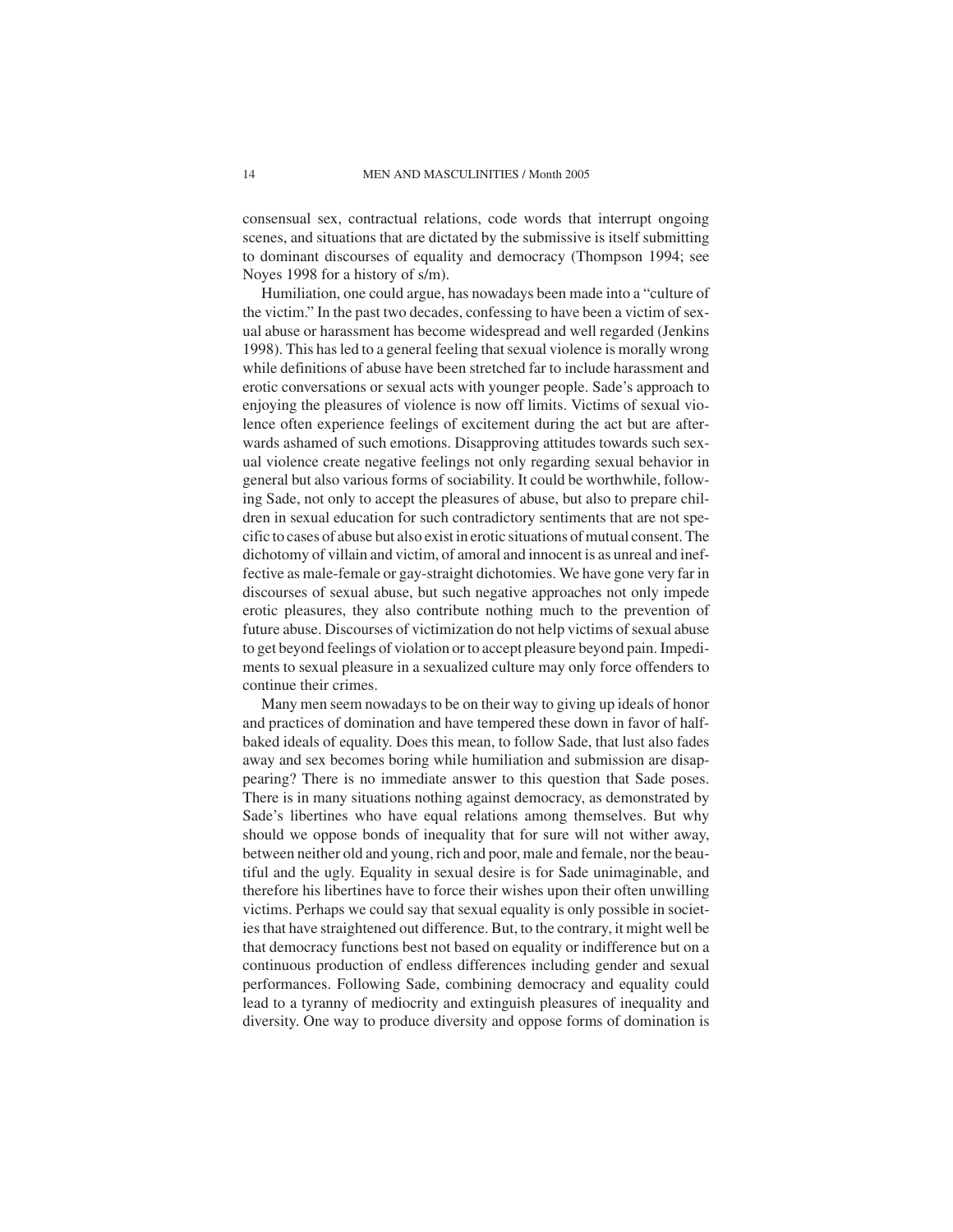consensual sex, contractual relations, code words that interrupt ongoing scenes, and situations that are dictated by the submissive is itself submitting to dominant discourses of equality and democracy (Thompson 1994; see Noyes 1998 for a history of s/m).

Humiliation, one could argue, has nowadays been made into a "culture of the victim." In the past two decades, confessing to have been a victim of sexual abuse or harassment has become widespread and well regarded (Jenkins 1998). This has led to a general feeling that sexual violence is morally wrong while definitions of abuse have been stretched far to include harassment and erotic conversations or sexual acts with younger people. Sade's approach to enjoying the pleasures of violence is now off limits. Victims of sexual violence often experience feelings of excitement during the act but are afterwards ashamed of such emotions. Disapproving attitudes towards such sexual violence create negative feelings not only regarding sexual behavior in general but also various forms of sociability. It could be worthwhile, following Sade, not only to accept the pleasures of abuse, but also to prepare children in sexual education for such contradictory sentiments that are not specific to cases of abuse but also exist in erotic situations of mutual consent. The dichotomy of villain and victim, of amoral and innocent is as unreal and ineffective as male-female or gay-straight dichotomies. We have gone very far in discourses of sexual abuse, but such negative approaches not only impede erotic pleasures, they also contribute nothing much to the prevention of future abuse. Discourses of victimization do not help victims of sexual abuse to get beyond feelings of violation or to accept pleasure beyond pain. Impediments to sexual pleasure in a sexualized culture may only force offenders to continue their crimes.

Many men seem nowadays to be on their way to giving up ideals of honor and practices of domination and have tempered these down in favor of half-baked ideals of equality. Does this mean, to follow Sade, that lust also fades away and sex becomes boring while humiliation and submission are disappearing? There is no immediate answer to this question that Sade poses. There is in many situations nothing against democracy, as demonstrated by Sade's libertines who have equal relations among themselves. But why should we oppose bonds of inequality that for sure will not wither away, between neither old and young, rich and poor, male and female, nor the beautiful and the ugly. Equality in sexual desire is for Sade unimaginable, and therefore his libertines have to force their wishes upon their often unwilling victims. Perhaps we could say that sexual equality is only possible in societies that have straightened out difference. But, to the contrary, it might well be that democracy functions best not based on equality or indifference but on a continuous production of endless differences including gender and sexual performances. Following Sade, combining democracy and equality could lead to a tyranny of mediocrity and extinguish pleasures of inequality and diversity. One way to produce diversity and oppose forms of domination is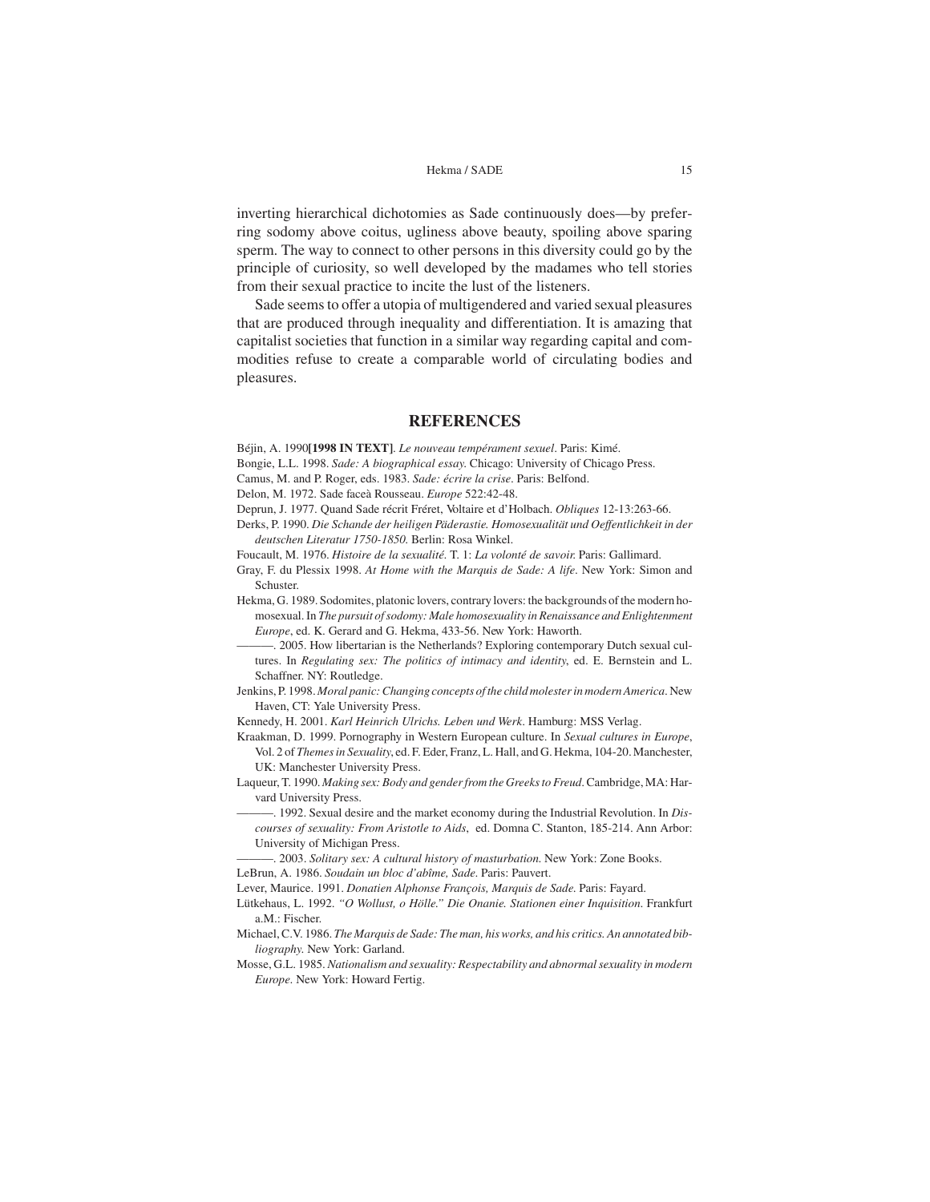inverting hierarchical dichotomies as Sade continuously does—by preferring sodomy above coitus, ugliness above beauty, spoiling above sparing sperm. The way to connect to other persons in this diversity could go by the principle of curiosity, so well developed by the madames who tell stories from their sexual practice to incite the lust of the listeners.

Sade seems to offer a utopia of multigendered and varied sexual pleasures that are produced through inequality and differentiation. It is amazing that capitalist societies that function in a similar way regarding capital and commodities refuse to create a comparable world of circulating bodies and pleasures.

## REFERENCES

Béjin, A. 1990**[1998 IN TEXT]**. *Le nouveau tempérament sexuel*. Paris: Kimé.

Bongie, L.L. 1998. *Sade: A biographical essay.* Chicago: University of Chicago Press.

Camus, M. and P. Roger, eds. 1983. *Sade: écrire la crise*. Paris: Belfond.

Delon, M. 1972. Sade faceà Rousseau. *Europe* 522:42-48.

Deprun, J. 1977. Quand Sade récrit Fréret, Voltaire et d'Holbach. *Obliques* 12-13:263-66.

Derks, P. 1990. *Die Schande der heiligen Päderastie. Homosexualität und Oeffentlichkeit in der deutschen Literatur 1750-1850.* Berlin: Rosa Winkel.

Foucault, M. 1976. *Histoire de la sexualité*. T. 1: *La volonté de savoir.* Paris: Gallimard.

Gray, F. du Plessix 1998. *At Home with the Marquis de Sade: A life*. New York: Simon and Schuster.

Hekma, G. 1989. Sodomites, platonic lovers, contrary lovers: the backgrounds of the modern homosexual. In *The pursuit of sodomy: Male homosexuality in Renaissance and Enlightenment Europe*, ed. K. Gerard and G. Hekma, 433-56. New York: Haworth.

———. 2005. How libertarian is the Netherlands? Exploring contemporary Dutch sexual cultures. In *Regulating sex: The politics of intimacy and identity*, ed. E. Bernstein and L. Schaffner. NY: Routledge.

Jenkins, P. 1998. *Moral panic: Changing concepts of the child molester in modern America*. New Haven, CT: Yale University Press.

Kennedy, H. 2001. *Karl Heinrich Ulrichs. Leben und Werk*. Hamburg: MSS Verlag.

Kraakman, D. 1999. Pornography in Western European culture. In *Sexual cultures in Europe*, Vol. 2 of *Themes in Sexuality*, ed. F. Eder, Franz, L. Hall, and G. Hekma, 104-20. Manchester, UK: Manchester University Press.

Laqueur, T. 1990. *Making sex: Body and gender from the Greeks to Freud*. Cambridge, MA: Harvard University Press.

———. 1992. Sexual desire and the market economy during the Industrial Revolution. In *Discourses of sexuality: From Aristotle to Aids*, ed. Domna C. Stanton, 185-214. Ann Arbor: University of Michigan Press.

———. 2003. *Solitary sex: A cultural history of masturbation.* New York: Zone Books.

LeBrun, A. 1986. *Soudain un bloc d'abîme, Sade*. Paris: Pauvert.

Lever, Maurice. 1991. *Donatien Alphonse François, Marquis de Sade.* Paris: Fayard.

Lütkehaus, L. 1992. *"O Wollust, o Hölle." Die Onanie. Stationen einer Inquisition.* Frankfurt a.M.: Fischer.

Michael, C.V. 1986. *The Marquis de Sade: The man, his works, and his critics. An annotated bibliography.* New York: Garland.

Mosse, G.L. 1985. *Nationalism and sexuality: Respectability and abnormal sexuality in modern Europe.* New York: Howard Fertig.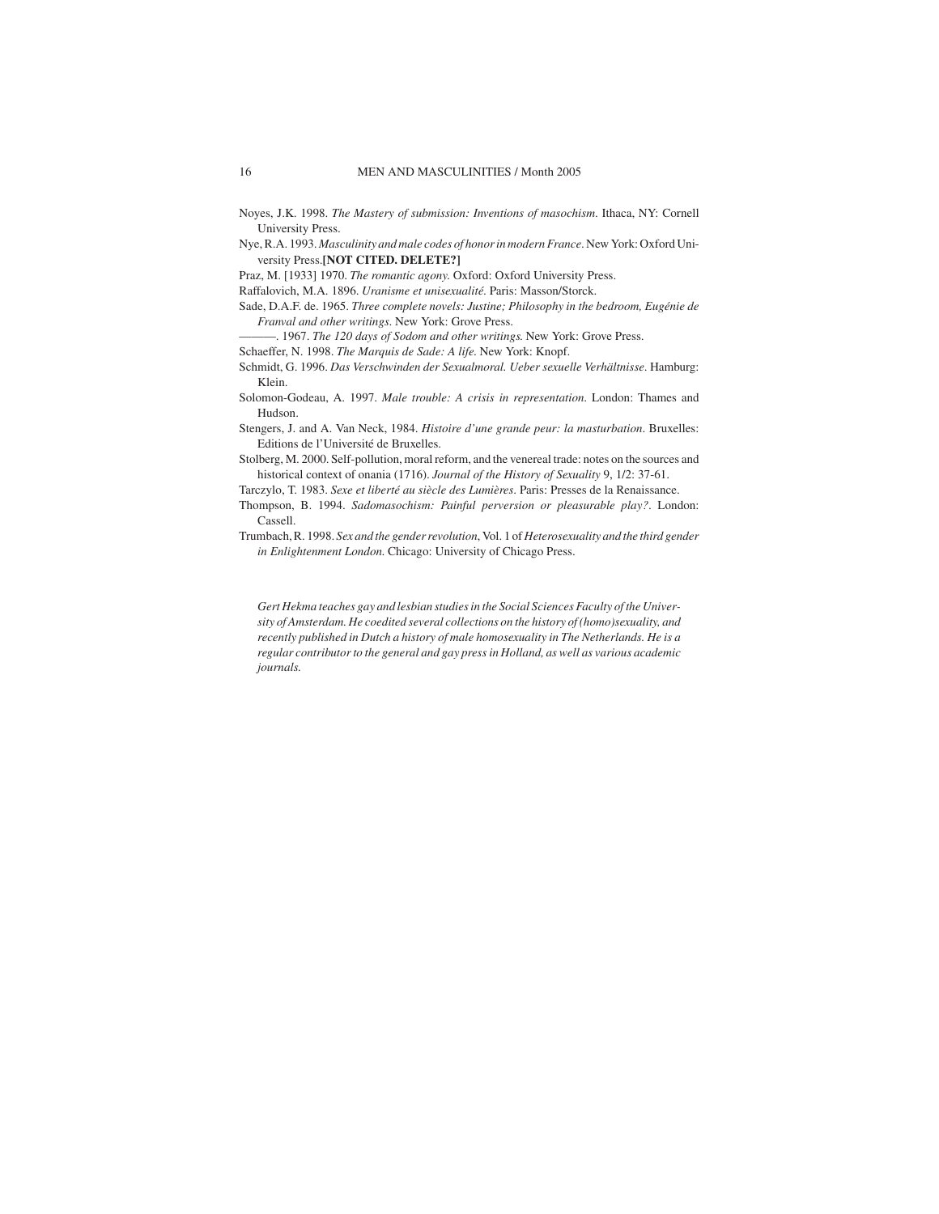Noyes, J.K. 1998. *The Mastery of submission: Inventions of masochism*. Ithaca, NY: Cornell University Press.

Nye, R.A. 1993. *Masculinity and male codes of honor in modern France*. New York: Oxford University Press.**[NOT CITED. DELETE?]**

Praz, M. [1933] 1970. *The romantic agony*. Oxford: Oxford University Press.

Raffalovich, M.A. 1896. *Uranisme et unisexualité*. Paris: Masson/Storck.

Sade, D.A.F. de. 1965. *Three complete novels: Justine; Philosophy in the bedroom, Eugénie de Franval and other writings*. New York: Grove Press.

———. 1967. *The 120 days of Sodom and other writings*. New York: Grove Press.

Schaeffer, N. 1998. *The Marquis de Sade: A life*. New York: Knopf.

Schmidt, G. 1996. *Das Verschwinden der Sexualmoral. Ueber sexuelle Verhältnisse*. Hamburg: Klein.

Solomon-Godeau, A. 1997. *Male trouble: A crisis in representation*. London: Thames and Hudson.

Stengers, J. and A. Van Neck, 1984. *Histoire d'une grande peur: la masturbation*. Bruxelles: Editions de l'Université de Bruxelles.

Stolberg, M. 2000. Self-pollution, moral reform, and the venereal trade: notes on the sources and historical context of onania (1716). *Journal of the History of Sexuality* 9, 1/2: 37-61.

Tarczylo, T. 1983. *Sexe et liberté au siècle des Lumières*. Paris: Presses de la Renaissance.

Thompson, B. 1994. *Sadomasochism: Painful perversion or pleasurable play?*. London: Cassell.

Trumbach, R. 1998. *Sex and the gender revolution*, Vol. 1 of *Heterosexuality and the third gender in Enlightenment London*. Chicago: University of Chicago Press.

*Gert Hekma teaches gay and lesbian studies in the Social Sciences Faculty of the University of Amsterdam. He coedited several collections on the history of (homo)sexuality, and recently published in Dutch a history of male homosexuality in The Netherlands. He is a regular contributor to the general and gay press in Holland, as well as various academic journals.*